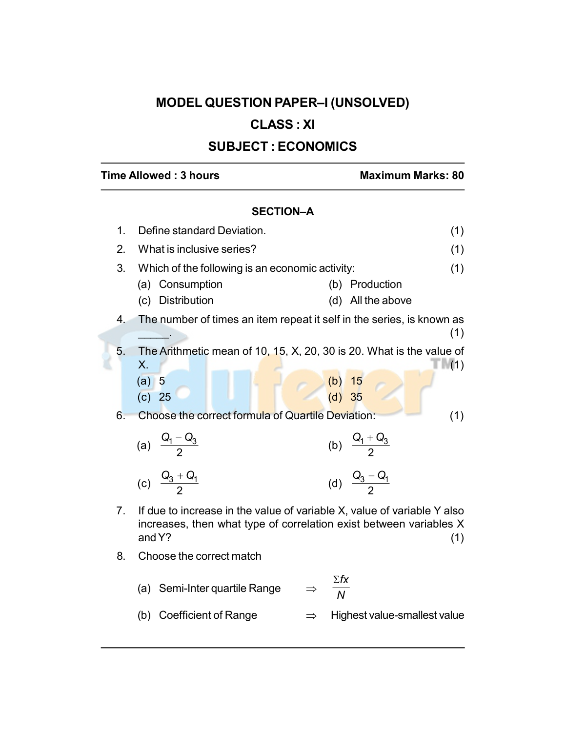# MODEL QUESTION PAPER–I (UNSOLVED)

## CLASS : XI

## SUBJECT : ECONOMICS

**Time Allowed : 3 hours** **Maximum Marks: 80**

### SECTION–A

1. Define standard Deviation. (1)

2. What is inclusive series? (1)

3. Which of the following is an economic activity: (1)

   (a) Consumption (b) Production

   (c) Distribution (d) All the above

4. The number of times an item repeat it self in the series, is known as \_\_\_\_\_. (1)

5. The Arithmetic mean of 10, 15, X, 20, 30 is 20. What is the value of X. (1)

   (a) 5 (b) 15

   (c) 25 (d) 35

6. Choose the correct formula of Quartile Deviation: (1)

   (a) $\frac{Q_1 - Q_3}{2}$ (b) $\frac{Q_1 + Q_3}{2}$

   (c) $\frac{Q_3 + Q_1}{2}$ (d) $\frac{Q_3 - Q_1}{2}$

7. If due to increase in the value of variable X, value of variable Y also increases, then what type of correlation exist between variables X and Y? (1)

8. Choose the correct match

   (a) Semi-Inter quartile Range $\Rightarrow$ $\frac{\Sigma fx}{N}$

   (b) Coefficient of Range $\Rightarrow$ Highest value-smallest value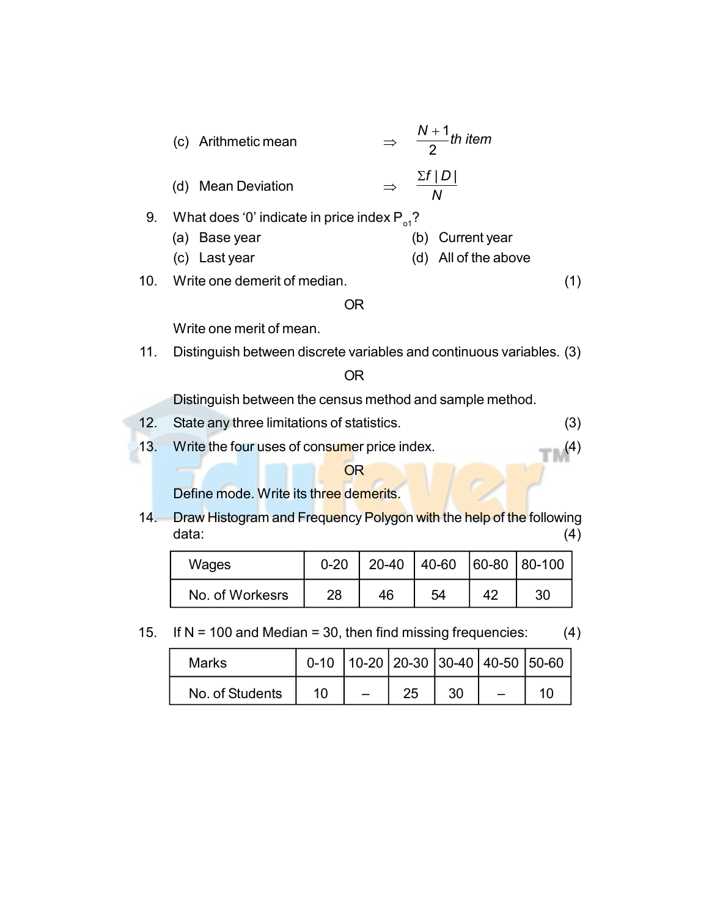(c) Arithmetic mean $\Rightarrow$ $\frac{N+1}{2}th\ item$

(d) Mean Deviation $\Rightarrow$ $\frac{\Sigma f\,|D|}{N}$

9. What does '0' indicate in price index $P_{o1}$?

   (a) Base year
   (b) Current year
   (c) Last year
   (d) All of the above

10. Write one demerit of median. (1)

OR

Write one merit of mean.

11. Distinguish between discrete variables and continuous variables. (3)

OR

Distinguish between the census method and sample method.

12. State any three limitations of statistics. (3)

13. Write the four uses of consumer price index. (4)

OR

Define mode. Write its three demerits.

14. Draw Histogram and Frequency Polygon with the help of the following data: (4)

| Wages | 0-20 | 20-40 | 40-60 | 60-80 | 80-100 |
|---|---|---|---|---|---|
| No. of Workesrs | 28 | 46 | 54 | 42 | 30 |

15. If N = 100 and Median = 30, then find missing frequencies: (4)

| Marks | 0-10 | 10-20 | 20-30 | 30-40 | 40-50 | 50-60 |
|---|---|---|---|---|---|---|
| No. of Students | 10 | – | 25 | 30 | – | 10 |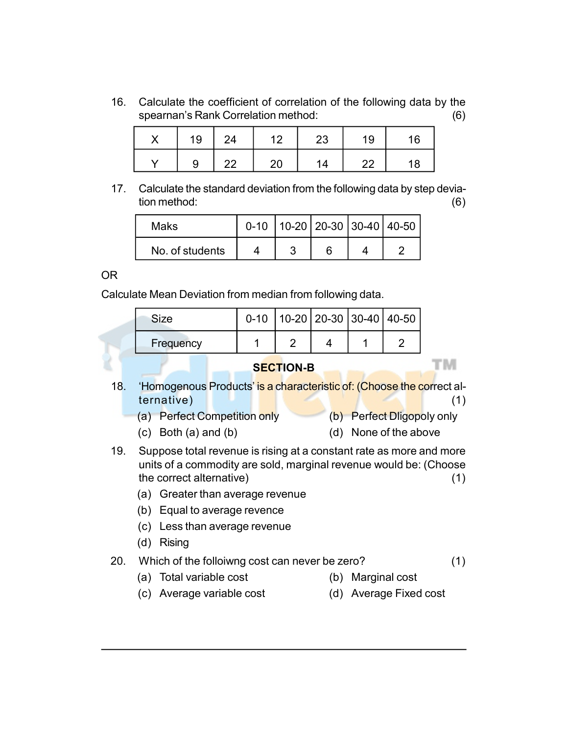16. Calculate the coefficient of correlation of the following data by the spearnan's Rank Correlation method: (6)

| X | 19 | 24 | 12 | 23 | 19 | 16 |
|---|---|---|---|---|---|---|
| Y | 9 | 22 | 20 | 14 | 22 | 18 |

17. Calculate the standard deviation from the following data by step deviation method: (6)

| Maks | 0-10 | 10-20 | 20-30 | 30-40 | 40-50 |
|---|---|---|---|---|---|
| No. of students | 4 | 3 | 6 | 4 | 2 |

OR

Calculate Mean Deviation from median from following data.

| Size | 0-10 | 10-20 | 20-30 | 30-40 | 40-50 |
|---|---|---|---|---|---|
| Frequency | 1 | 2 | 4 | 1 | 2 |

## SECTION-B

18. 'Homogenous Products' is a characteristic of: (Choose the correct alternative) (1)
    (a) Perfect Competition only
    (b) Perfect Dligopoly only
    (c) Both (a) and (b)
    (d) None of the above

19. Suppose total revenue is rising at a constant rate as more and more units of a commodity are sold, marginal revenue would be: (Choose the correct alternative) (1)
    (a) Greater than average revenue
    (b) Equal to average revence
    (c) Less than average revenue
    (d) Rising

20. Which of the folloiwng cost can never be zero? (1)
    (a) Total variable cost
    (b) Marginal cost
    (c) Average variable cost
    (d) Average Fixed cost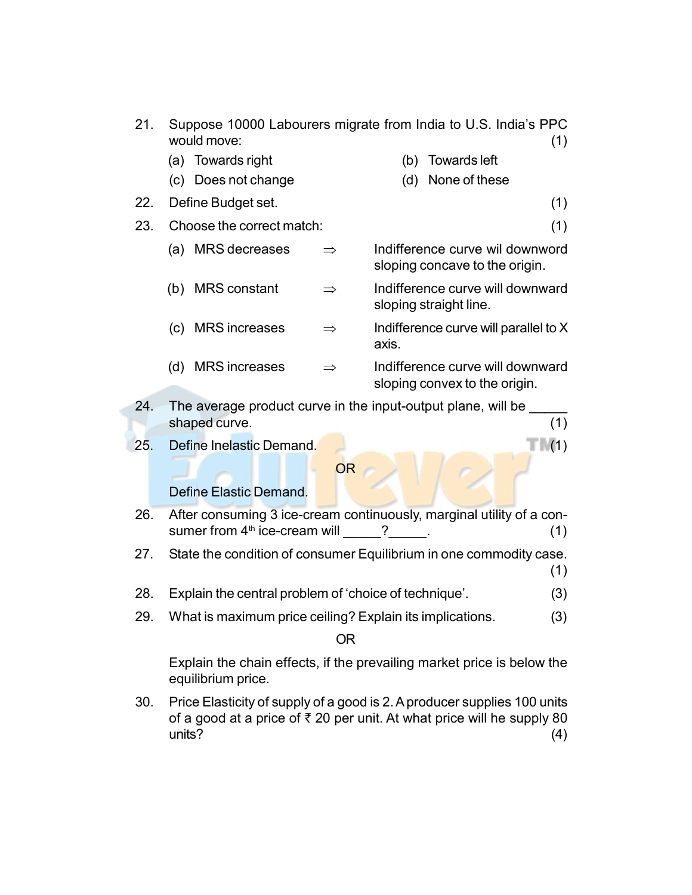21. Suppose 10000 Labourers migrate from India to U.S. India's PPC would move: (1)

    (a) Towards right
    (b) Towards left
    (c) Does not change
    (d) None of these

22. Define Budget set. (1)

23. Choose the correct match: (1)

    (a) MRS decreases ⇒ Indifference curve wil downword sloping concave to the origin.
    (b) MRS constant ⇒ Indifference curve will downward sloping straight line.
    (c) MRS increases ⇒ Indifference curve will parallel to X axis.
    (d) MRS increases ⇒ Indifference curve will downward sloping convex to the origin.

24. The average product curve in the input-output plane, will be _____ shaped curve. (1)

25. Define Inelastic Demand. (1)

    OR

    Define Elastic Demand.

26. After consuming 3 ice-cream continuously, marginal utility of a consumer from 4th ice-cream will _____?_____. (1)

27. State the condition of consumer Equilibrium in one commodity case. (1)

28. Explain the central problem of 'choice of technique'. (3)

29. What is maximum price ceiling? Explain its implications. (3)

    OR

    Explain the chain effects, if the prevailing market price is below the equilibrium price.

30. Price Elasticity of supply of a good is 2. A producer supplies 100 units of a good at a price of ₹ 20 per unit. At what price will he supply 80 units? (4)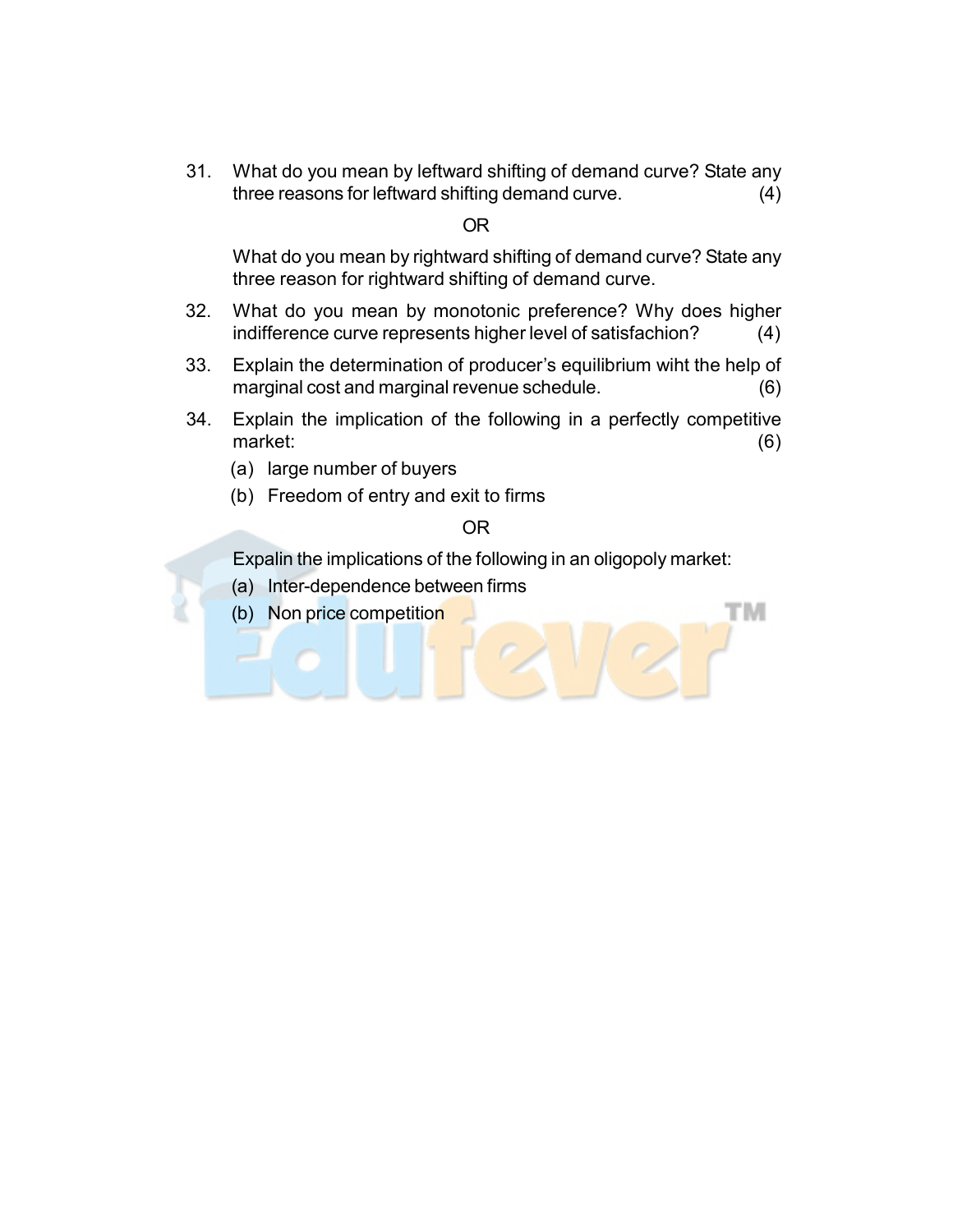31. What do you mean by leftward shifting of demand curve? State any three reasons for leftward shifting demand curve. (4)

OR

What do you mean by rightward shifting of demand curve? State any three reason for rightward shifting of demand curve.

32. What do you mean by monotonic preference? Why does higher indifference curve represents higher level of satisfachion? (4)

33. Explain the determination of producer's equilibrium wiht the help of marginal cost and marginal revenue schedule. (6)

34. Explain the implication of the following in a perfectly competitive market: (6)

    (a) large number of buyers

    (b) Freedom of entry and exit to firms

OR

Expalin the implications of the following in an oligopoly market:

(a) Inter-dependence between firms

(b) Non price competition